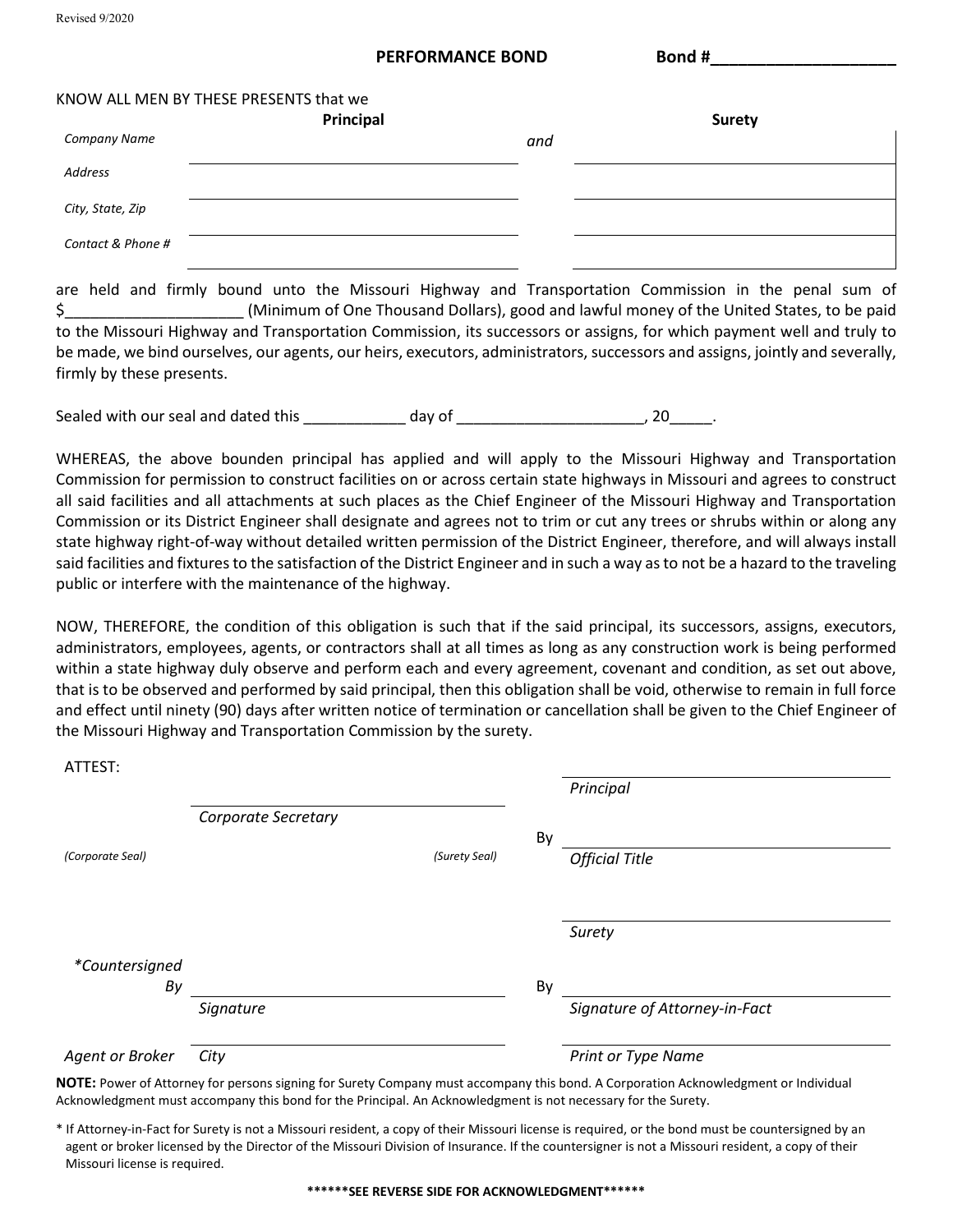Revised 9/2020

## PERFORMANCE BOND

**Bond #____________________**

KNOW ALL MEN BY THESE PRESENTS that we

| | Principal | | Surety |
|---|---|---|---|
| *Company Name* | | *and* | |
| *Address* | | | |
| *City, State, Zip* | | | |
| *Contact & Phone #* | | | |

are held and firmly bound unto the Missouri Highway and Transportation Commission in the penal sum of $____________________ (Minimum of One Thousand Dollars), good and lawful money of the United States, to be paid to the Missouri Highway and Transportation Commission, its successors or assigns, for which payment well and truly to be made, we bind ourselves, our agents, our heirs, executors, administrators, successors and assigns, jointly and severally, firmly by these presents.

Sealed with our seal and dated this ___________ day of _____________________, 20_____.

WHEREAS, the above bounden principal has applied and will apply to the Missouri Highway and Transportation Commission for permission to construct facilities on or across certain state highways in Missouri and agrees to construct all said facilities and all attachments at such places as the Chief Engineer of the Missouri Highway and Transportation Commission or its District Engineer shall designate and agrees not to trim or cut any trees or shrubs within or along any state highway right-of-way without detailed written permission of the District Engineer, therefore, and will always install said facilities and fixtures to the satisfaction of the District Engineer and in such a way as to not be a hazard to the traveling public or interfere with the maintenance of the highway.

NOW, THEREFORE, the condition of this obligation is such that if the said principal, its successors, assigns, executors, administrators, employees, agents, or contractors shall at all times as long as any construction work is being performed within a state highway duly observe and perform each and every agreement, covenant and condition, as set out above, that is to be observed and performed by said principal, then this obligation shall be void, otherwise to remain in full force and effect until ninety (90) days after written notice of termination or cancellation shall be given to the Chief Engineer of the Missouri Highway and Transportation Commission by the surety.

ATTEST:

______________________________
*Corporate Secretary*

*(Corporate Seal)*    *(Surety Seal)*

______________________________
*Principal*

By ______________________________
*Official Title*

______________________________
*Surety*

*\*Countersigned By* ______________________________
*Signature*

By ______________________________
*Signature of Attorney-in-Fact*

*Agent or Broker* ______________________________
*City*

______________________________
*Print or Type Name*

**NOTE:** Power of Attorney for persons signing for Surety Company must accompany this bond. A Corporation Acknowledgment or Individual Acknowledgment must accompany this bond for the Principal. An Acknowledgment is not necessary for the Surety.

* If Attorney-in-Fact for Surety is not a Missouri resident, a copy of their Missouri license is required, or the bond must be countersigned by an agent or broker licensed by the Director of the Missouri Division of Insurance. If the countersigner is not a Missouri resident, a copy of their Missouri license is required.

**\*\*\*\*\*\*SEE REVERSE SIDE FOR ACKNOWLEDGMENT\*\*\*\*\*\***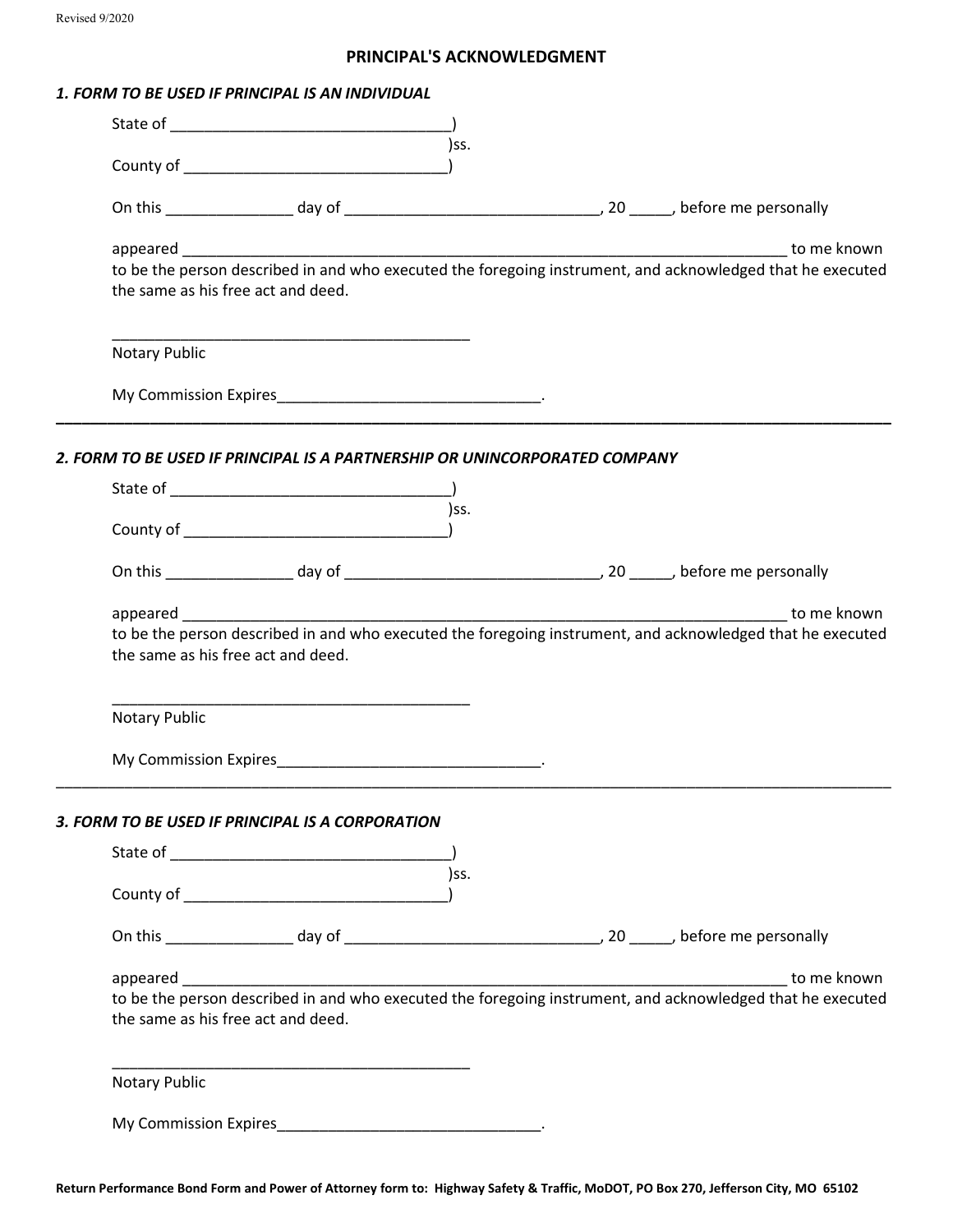Revised 9/2020

# PRINCIPAL'S ACKNOWLEDGMENT

***1. FORM TO BE USED IF PRINCIPAL IS AN INDIVIDUAL***

State of _________________________________)
)ss.
County of _______________________________)

On this _______________ day of ______________________________, 20 _____, before me personally

appeared ___________________________________________________________________________ to me known to be the person described in and who executed the foregoing instrument, and acknowledged that he executed the same as his free act and deed.

___________________________________________
Notary Public

My Commission Expires_______________________________.

---

***2. FORM TO BE USED IF PRINCIPAL IS A PARTNERSHIP OR UNINCORPORATED COMPANY***

State of _________________________________)
)ss.
County of _______________________________)

On this _______________ day of ______________________________, 20 _____, before me personally

appeared ___________________________________________________________________________ to me known to be the person described in and who executed the foregoing instrument, and acknowledged that he executed the same as his free act and deed.

___________________________________________
Notary Public

My Commission Expires_______________________________.

---

***3. FORM TO BE USED IF PRINCIPAL IS A CORPORATION***

State of _________________________________)
)ss.
County of _______________________________)

On this _______________ day of ______________________________, 20 _____, before me personally

appeared ___________________________________________________________________________ to me known to be the person described in and who executed the foregoing instrument, and acknowledged that he executed the same as his free act and deed.

___________________________________________
Notary Public

My Commission Expires_______________________________.

**Return Performance Bond Form and Power of Attorney form to: Highway Safety & Traffic, MoDOT, PO Box 270, Jefferson City, MO 65102**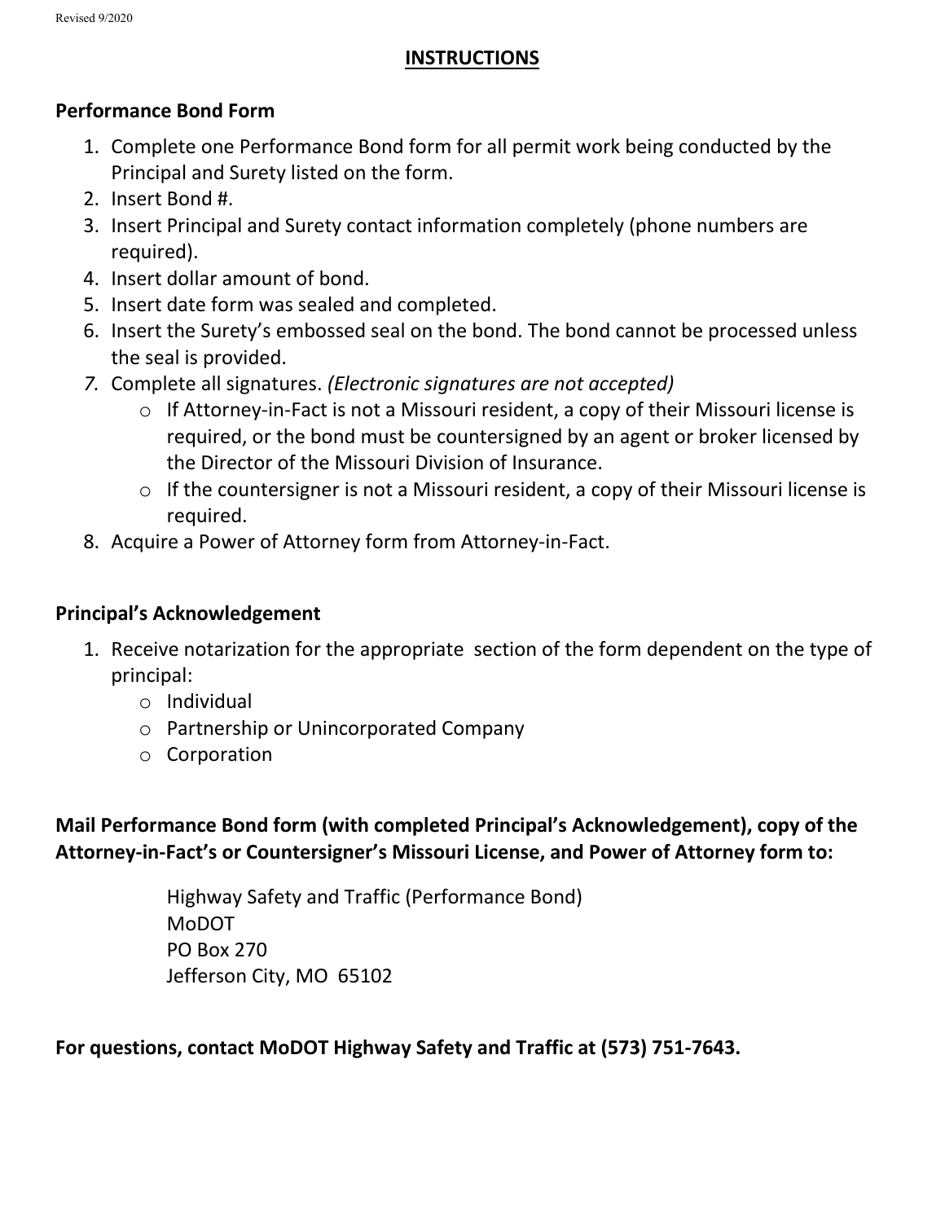# INSTRUCTIONS

## Performance Bond Form

1. Complete one Performance Bond form for all permit work being conducted by the Principal and Surety listed on the form.
2. Insert Bond #.
3. Insert Principal and Surety contact information completely (phone numbers are required).
4. Insert dollar amount of bond.
5. Insert date form was sealed and completed.
6. Insert the Surety's embossed seal on the bond. The bond cannot be processed unless the seal is provided.
7. Complete all signatures. *(Electronic signatures are not accepted)*
   - If Attorney-in-Fact is not a Missouri resident, a copy of their Missouri license is required, or the bond must be countersigned by an agent or broker licensed by the Director of the Missouri Division of Insurance.
   - If the countersigner is not a Missouri resident, a copy of their Missouri license is required.
8. Acquire a Power of Attorney form from Attorney-in-Fact.

## Principal's Acknowledgement

1. Receive notarization for the appropriate section of the form dependent on the type of principal:
   - Individual
   - Partnership or Unincorporated Company
   - Corporation

**Mail Performance Bond form (with completed Principal's Acknowledgement), copy of the Attorney-in-Fact's or Countersigner's Missouri License, and Power of Attorney form to:**

Highway Safety and Traffic (Performance Bond)
MoDOT
PO Box 270
Jefferson City, MO 65102

**For questions, contact MoDOT Highway Safety and Traffic at (573) 751-7643.**